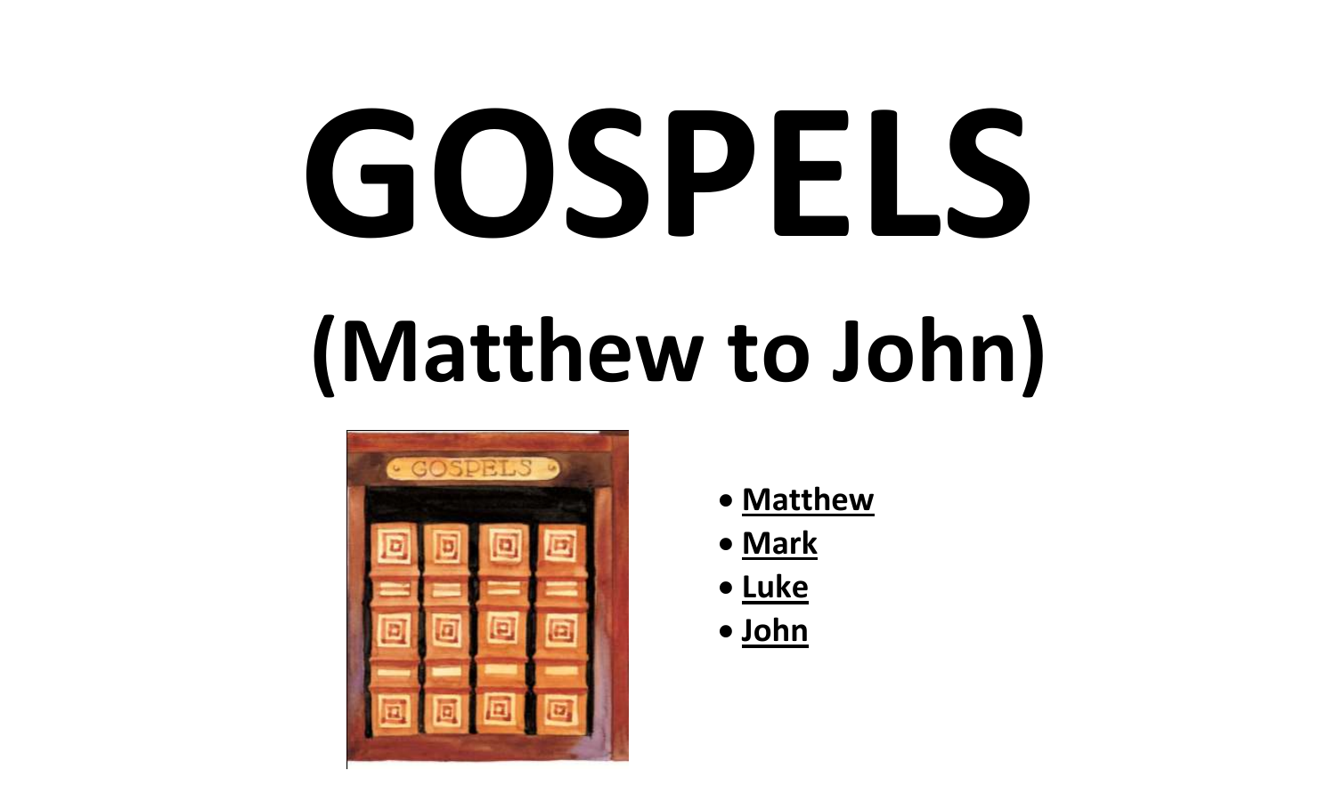# GOSPELS

## (Matthew to John)

- **Matthew**
- **Mark**
- **Luke**
- **John**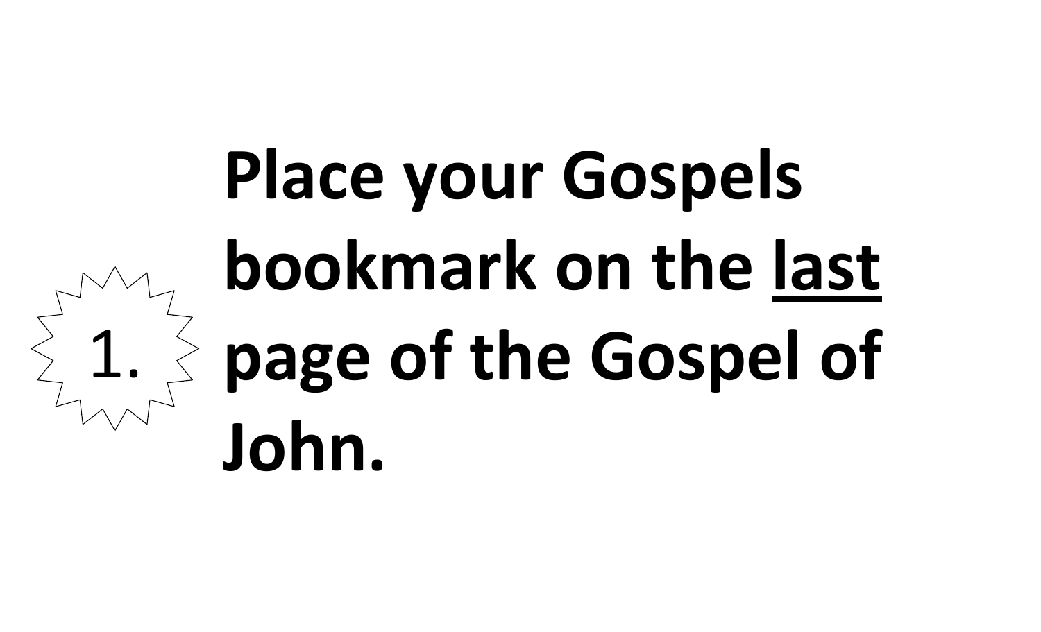1. **Place your Gospels bookmark on the <u>last</u> page of the Gospel of John.**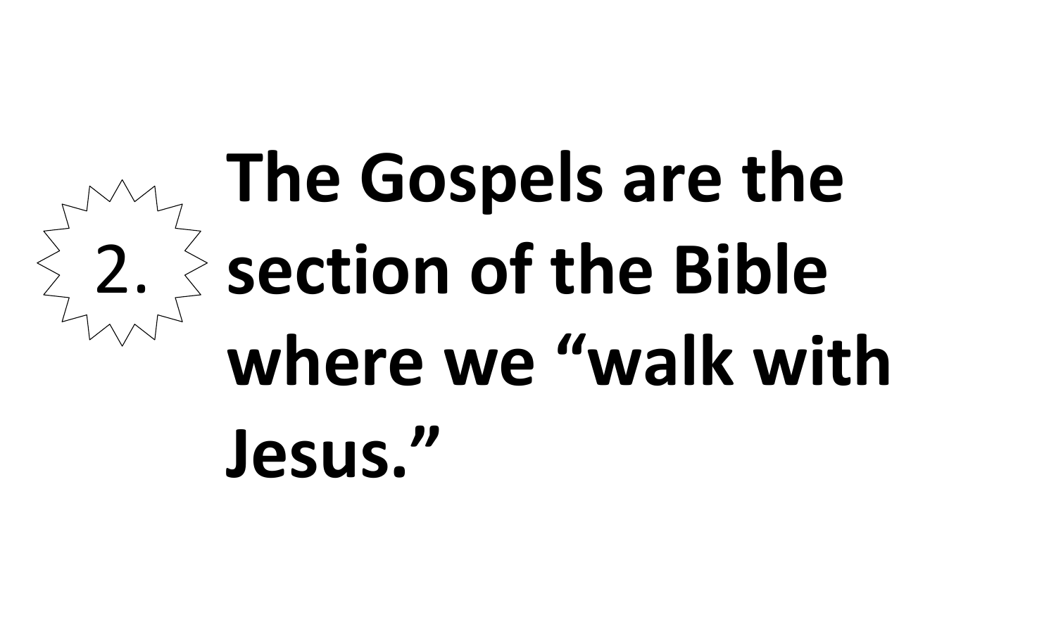2. **The Gospels are the section of the Bible where we "walk with Jesus."**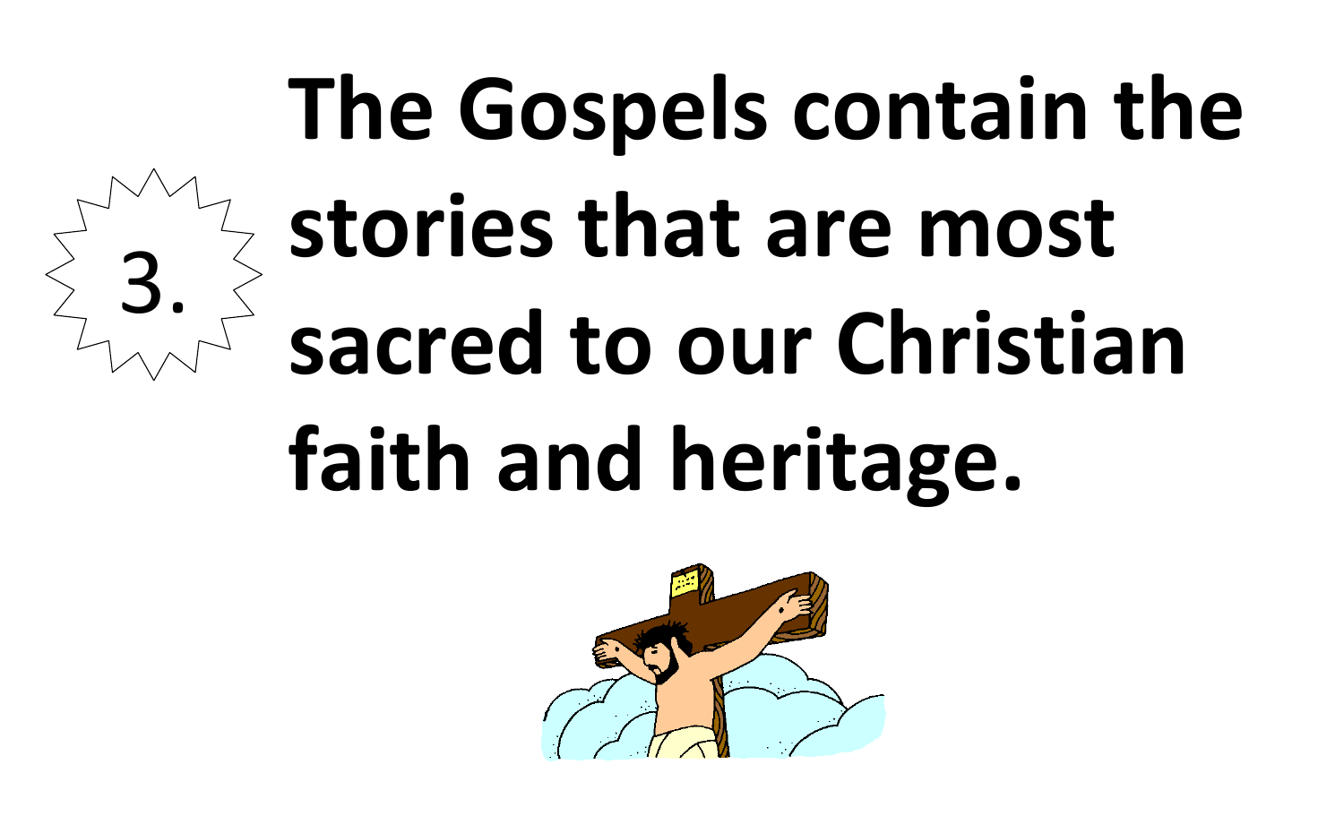3.

# The Gospels contain the stories that are most sacred to our Christian faith and heritage.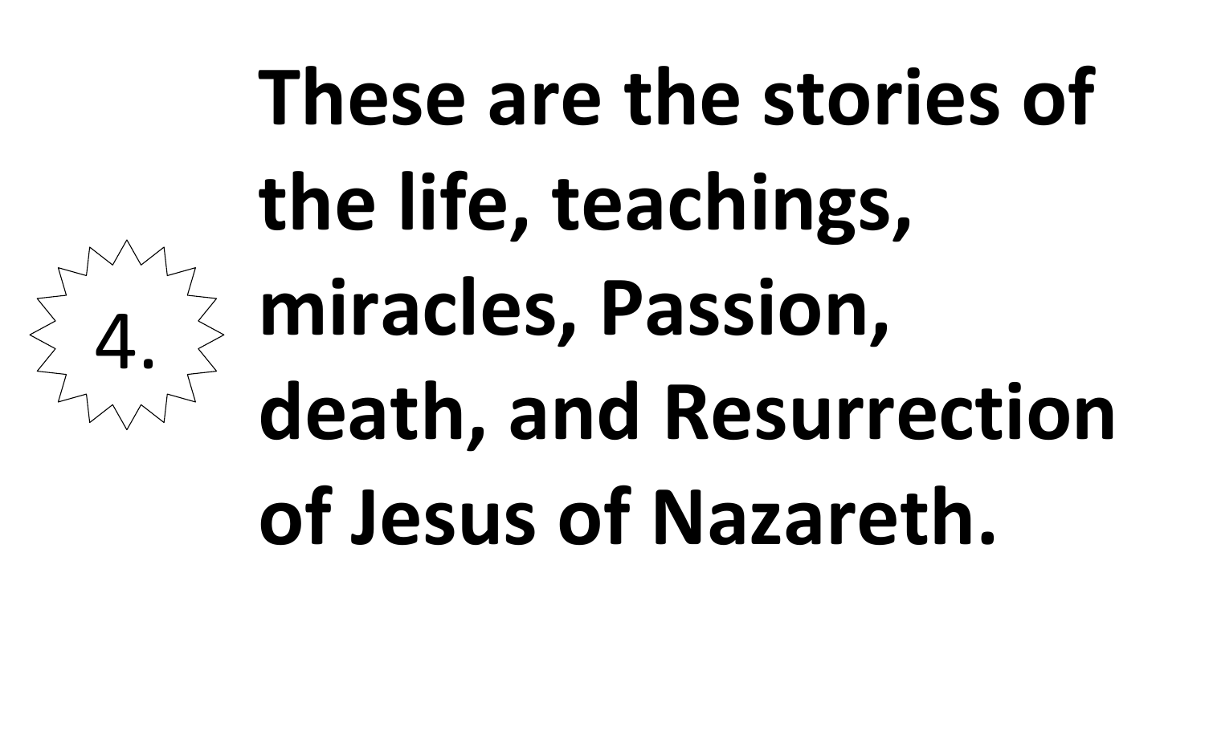4.

**These are the stories of the life, teachings, miracles, Passion, death, and Resurrection of Jesus of Nazareth.**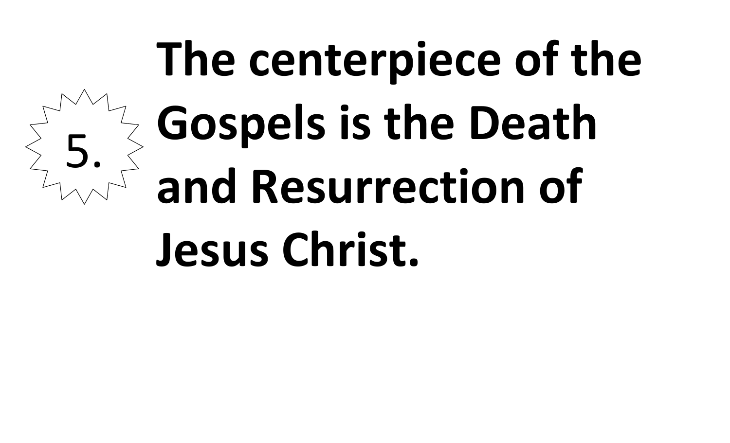5.

**The centerpiece of the Gospels is the Death and Resurrection of Jesus Christ.**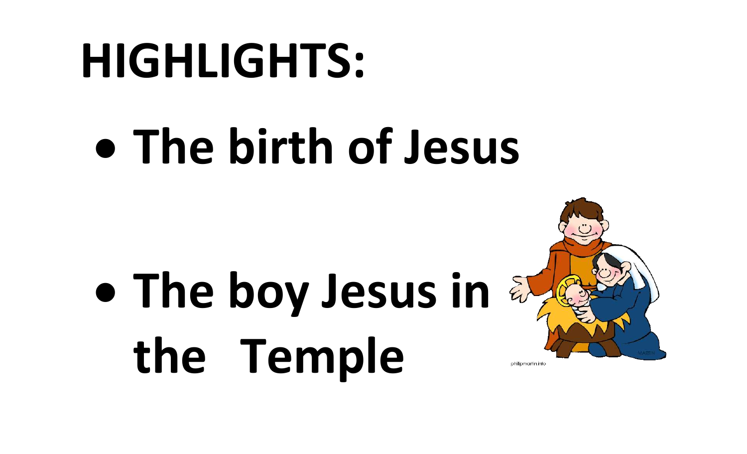# HIGHLIGHTS:

- **The birth of Jesus**
- **The boy Jesus in the Temple**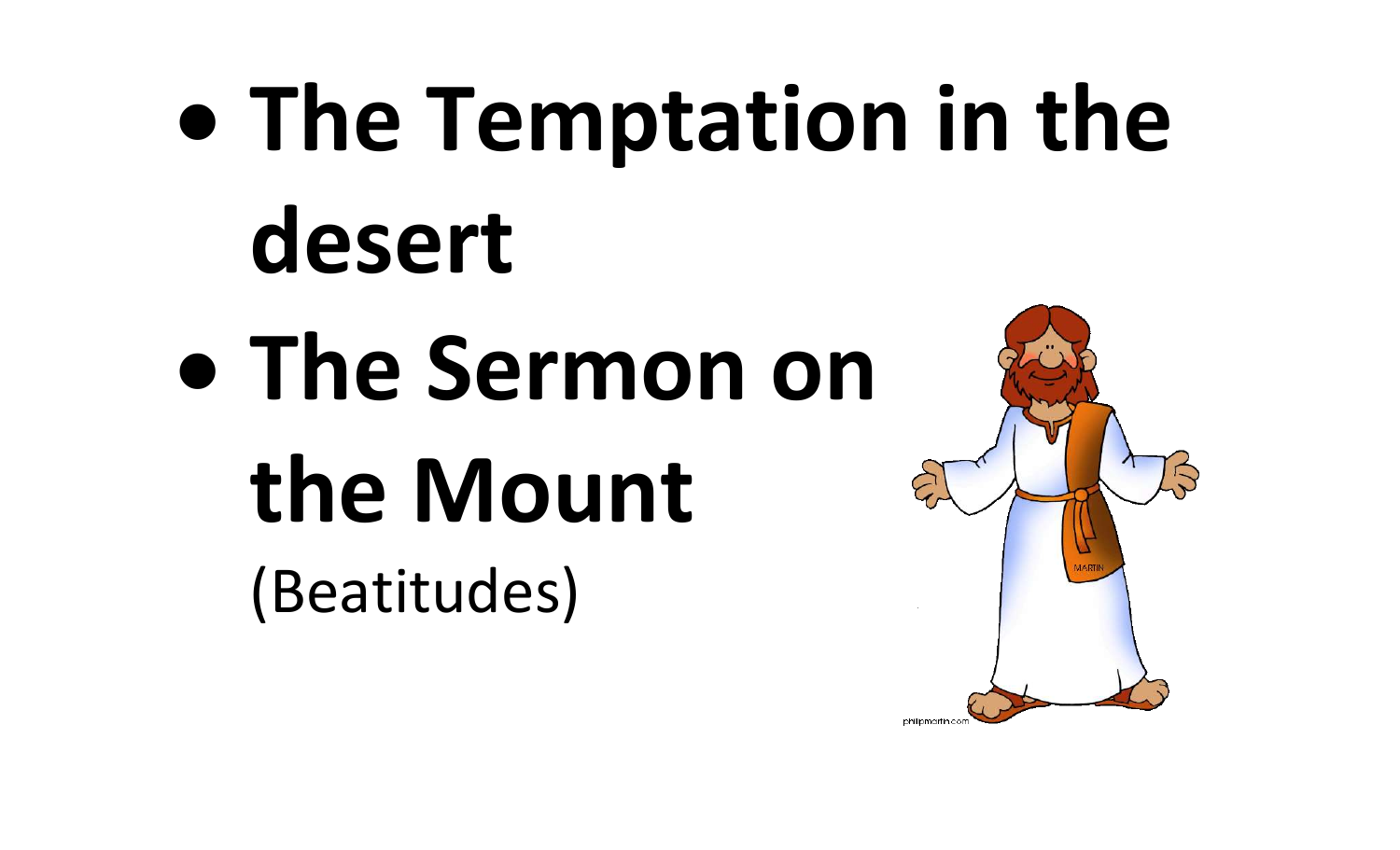- **The Temptation in the desert**
- **The Sermon on the Mount**
  (Beatitudes)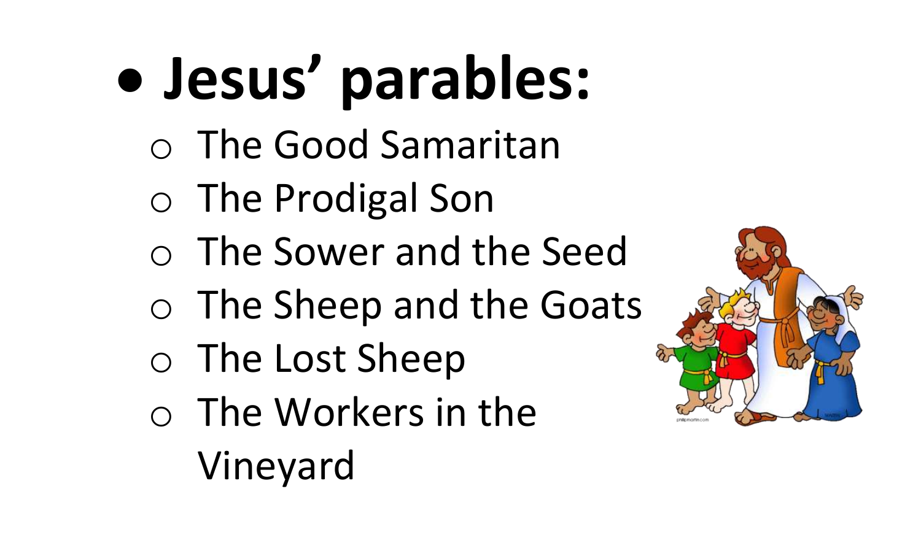- **Jesus' parables:**
  - The Good Samaritan
  - The Prodigal Son
  - The Sower and the Seed
  - The Sheep and the Goats
  - The Lost Sheep
  - The Workers in the Vineyard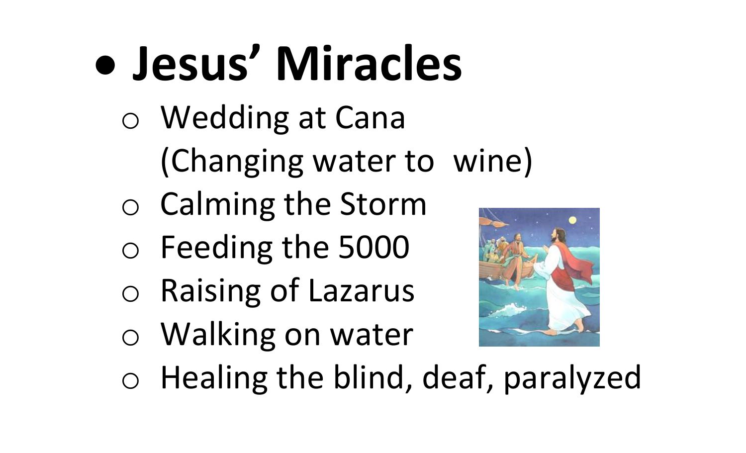- **Jesus' Miracles**
  - Wedding at Cana (Changing water to wine)
  - Calming the Storm
  - Feeding the 5000
  - Raising of Lazarus
  - Walking on water
  - Healing the blind, deaf, paralyzed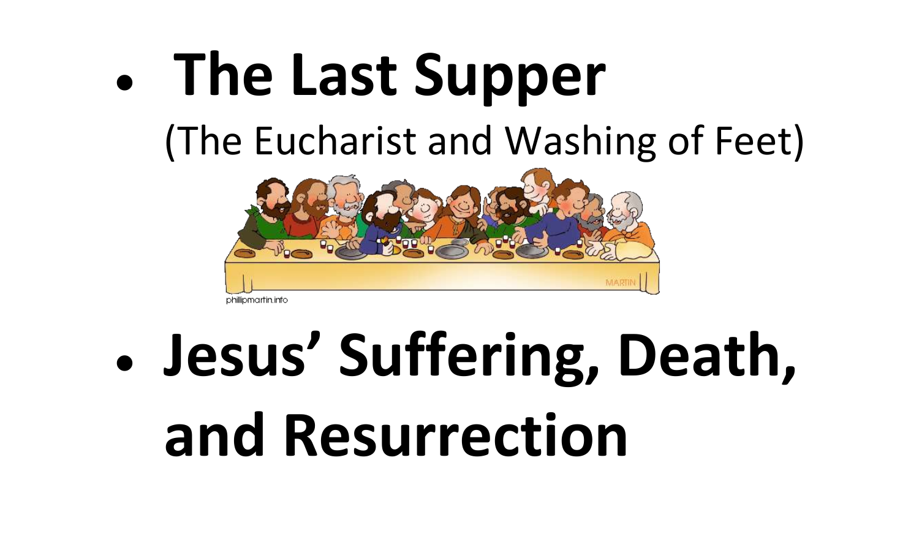- **The Last Supper**
  (The Eucharist and Washing of Feet)

- **Jesus' Suffering, Death, and Resurrection**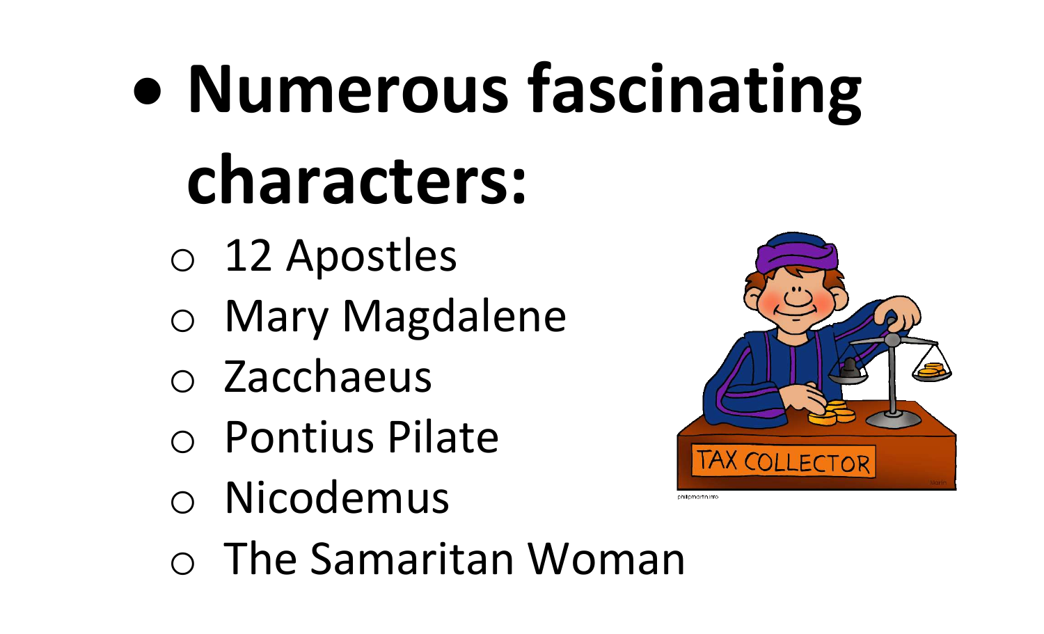- **Numerous fascinating characters:**
  - 12 Apostles
  - Mary Magdalene
  - Zacchaeus
  - Pontius Pilate
  - Nicodemus
  - The Samaritan Woman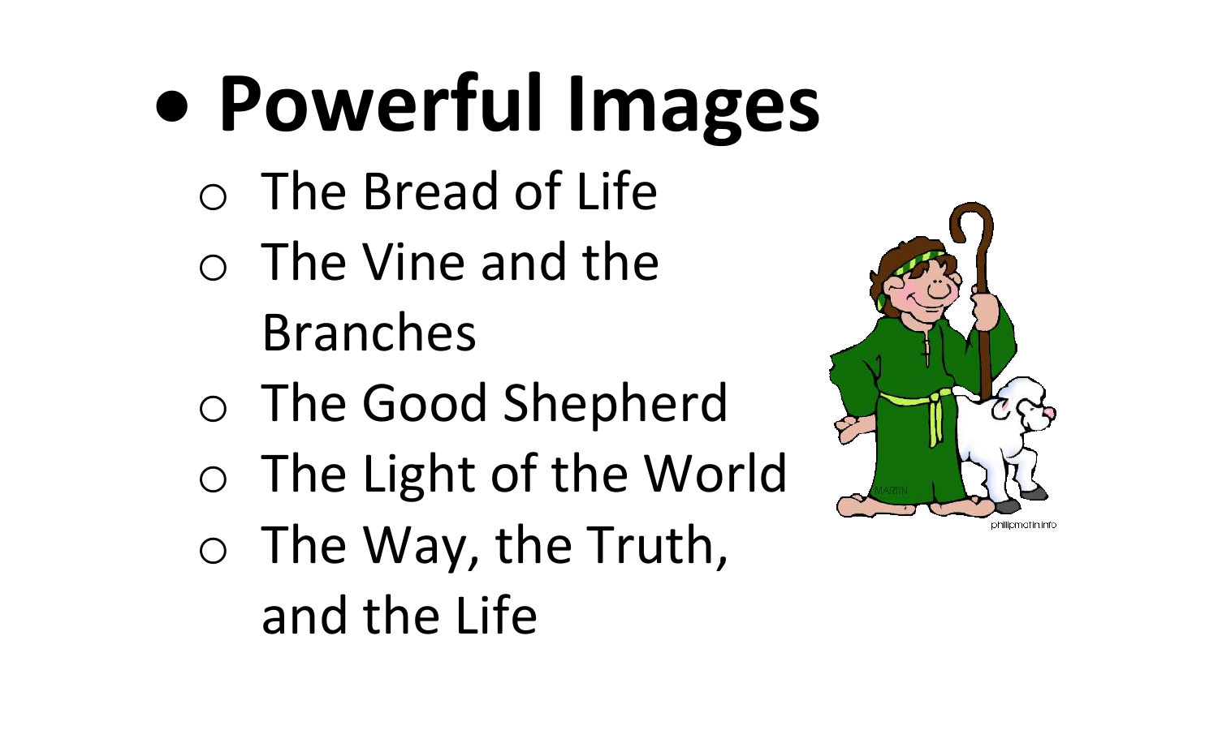- **Powerful Images**
  - The Bread of Life
  - The Vine and the Branches
  - The Good Shepherd
  - The Light of the World
  - The Way, the Truth, and the Life